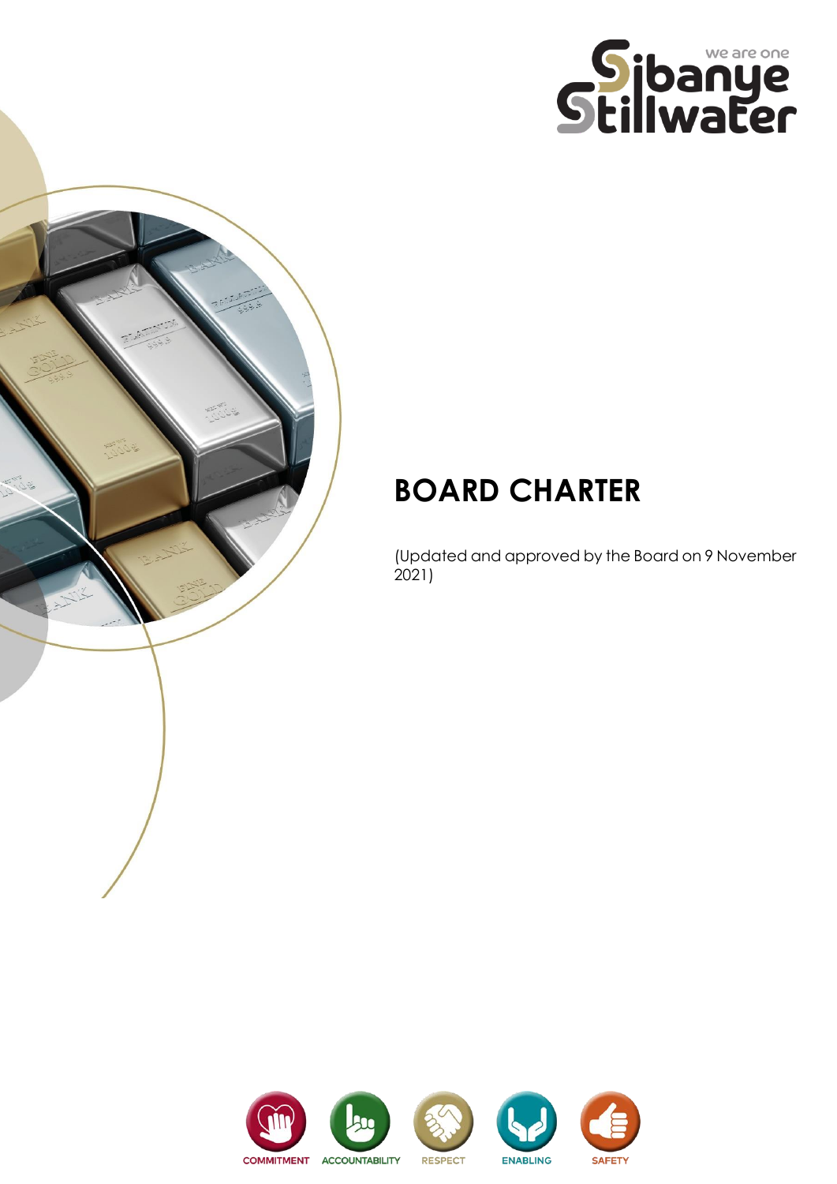# BOARD CHARTER

(Updated and approved by the Board on 9 November 2021)

COMMITMENT ACCOUNTABILITY RESPECT ENABLING SAFETY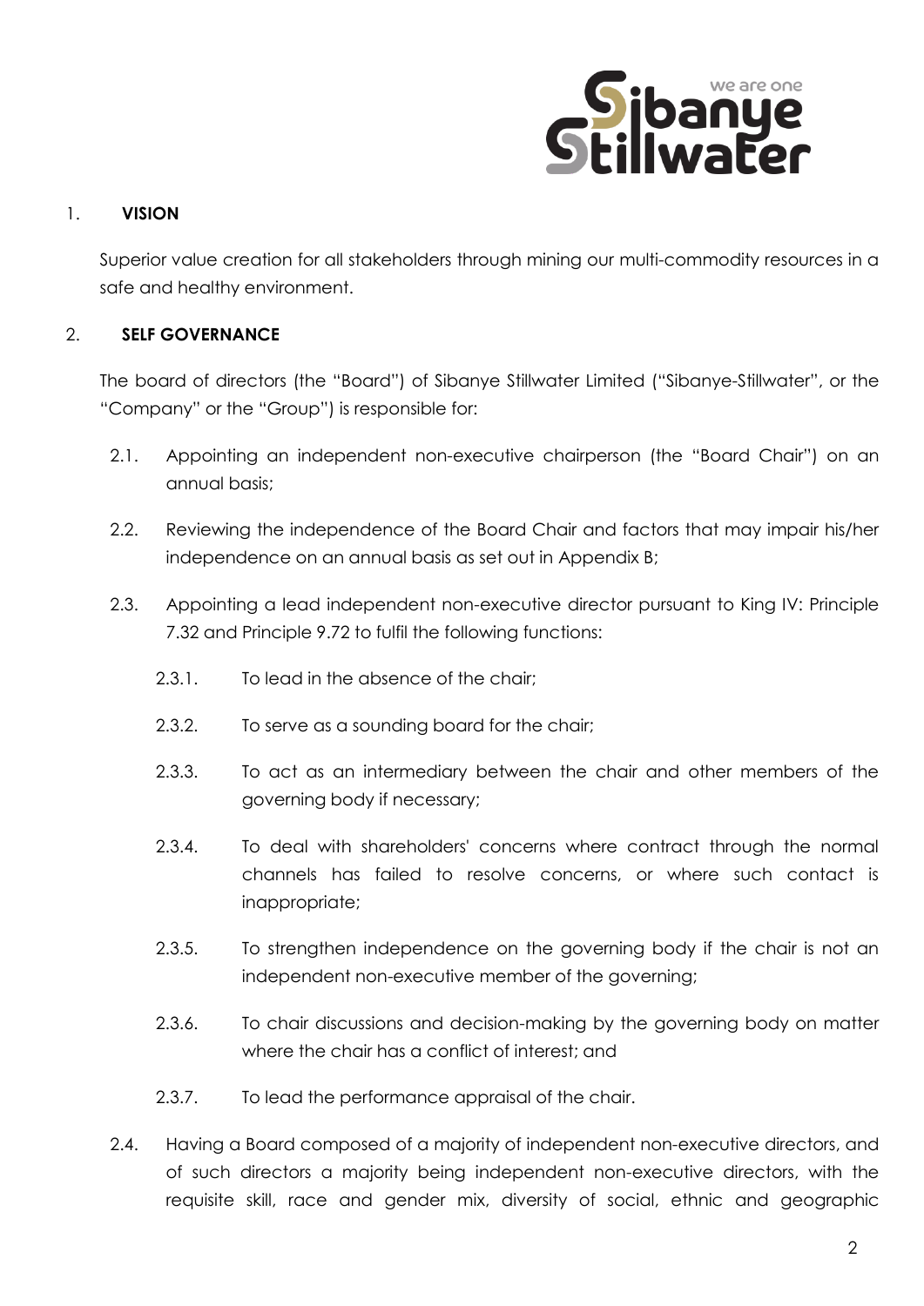## 1. VISION

Superior value creation for all stakeholders through mining our multi-commodity resources in a safe and healthy environment.

## 2. SELF GOVERNANCE

The board of directors (the "Board") of Sibanye Stillwater Limited ("Sibanye-Stillwater", or the "Company" or the "Group") is responsible for:

- 2.1. Appointing an independent non-executive chairperson (the "Board Chair") on an annual basis;
- 2.2. Reviewing the independence of the Board Chair and factors that may impair his/her independence on an annual basis as set out in Appendix B;
- 2.3. Appointing a lead independent non-executive director pursuant to King IV: Principle 7.32 and Principle 9.72 to fulfil the following functions:
  - 2.3.1. To lead in the absence of the chair;
  - 2.3.2. To serve as a sounding board for the chair;
  - 2.3.3. To act as an intermediary between the chair and other members of the governing body if necessary;
  - 2.3.4. To deal with shareholders' concerns where contract through the normal channels has failed to resolve concerns, or where such contact is inappropriate;
  - 2.3.5. To strengthen independence on the governing body if the chair is not an independent non-executive member of the governing;
  - 2.3.6. To chair discussions and decision-making by the governing body on matter where the chair has a conflict of interest; and
  - 2.3.7. To lead the performance appraisal of the chair.
- 2.4. Having a Board composed of a majority of independent non-executive directors, and of such directors a majority being independent non-executive directors, with the requisite skill, race and gender mix, diversity of social, ethnic and geographic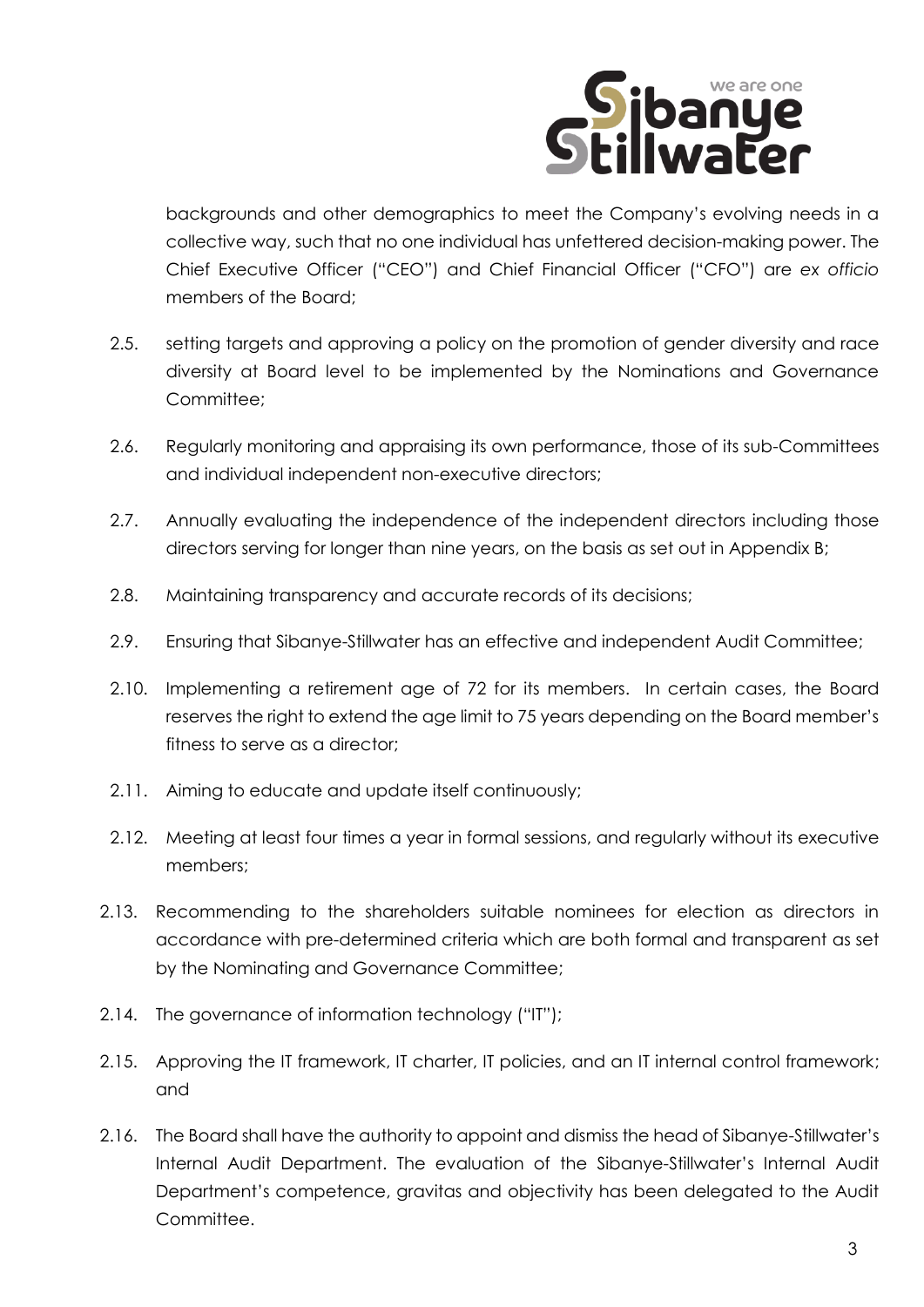backgrounds and other demographics to meet the Company's evolving needs in a collective way, such that no one individual has unfettered decision-making power. The Chief Executive Officer ("CEO") and Chief Financial Officer ("CFO") are *ex officio* members of the Board;

2.5. setting targets and approving a policy on the promotion of gender diversity and race diversity at Board level to be implemented by the Nominations and Governance Committee;

2.6. Regularly monitoring and appraising its own performance, those of its sub-Committees and individual independent non-executive directors;

2.7. Annually evaluating the independence of the independent directors including those directors serving for longer than nine years, on the basis as set out in Appendix B;

2.8. Maintaining transparency and accurate records of its decisions;

2.9. Ensuring that Sibanye-Stillwater has an effective and independent Audit Committee;

2.10. Implementing a retirement age of 72 for its members. In certain cases, the Board reserves the right to extend the age limit to 75 years depending on the Board member's fitness to serve as a director;

2.11. Aiming to educate and update itself continuously;

2.12. Meeting at least four times a year in formal sessions, and regularly without its executive members;

2.13. Recommending to the shareholders suitable nominees for election as directors in accordance with pre-determined criteria which are both formal and transparent as set by the Nominating and Governance Committee;

2.14. The governance of information technology ("IT");

2.15. Approving the IT framework, IT charter, IT policies, and an IT internal control framework; and

2.16. The Board shall have the authority to appoint and dismiss the head of Sibanye-Stillwater's Internal Audit Department. The evaluation of the Sibanye-Stillwater's Internal Audit Department's competence, gravitas and objectivity has been delegated to the Audit Committee.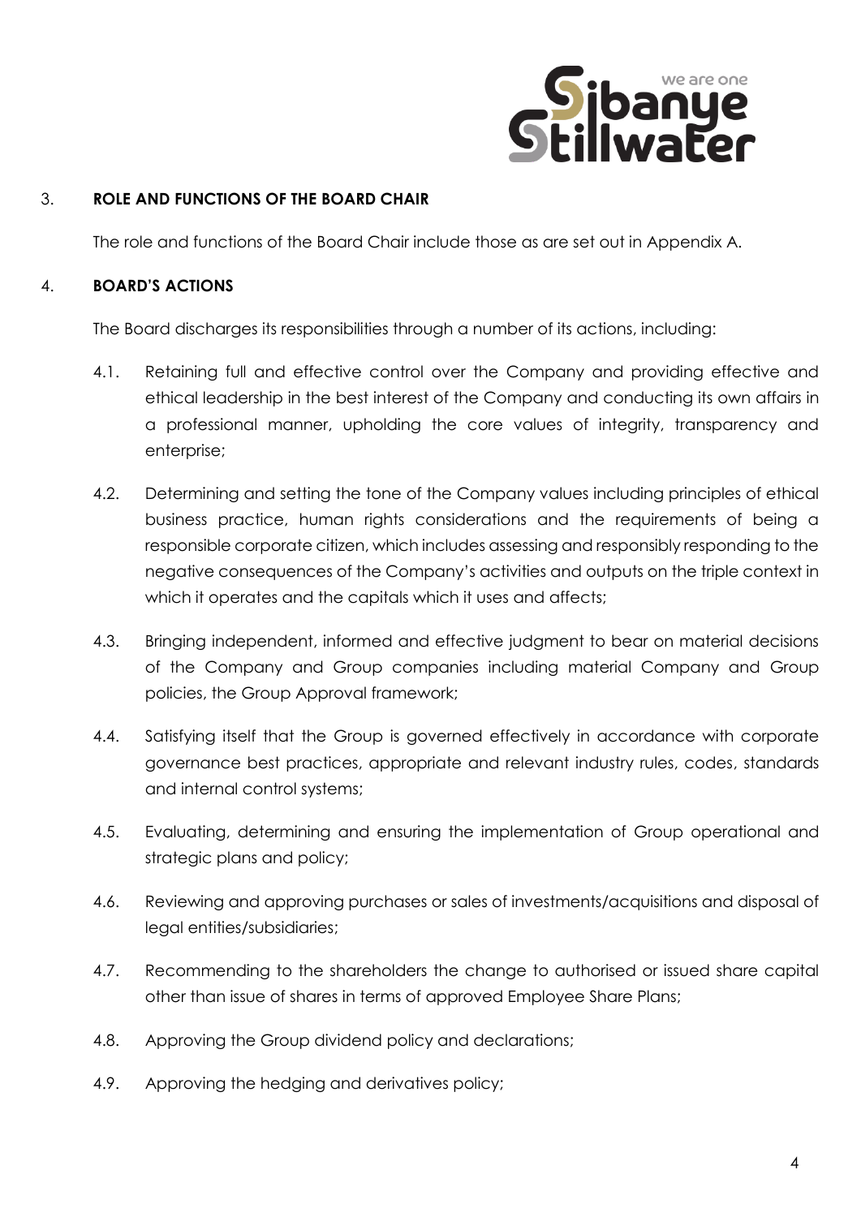## 3. ROLE AND FUNCTIONS OF THE BOARD CHAIR

The role and functions of the Board Chair include those as are set out in Appendix A.

## 4. BOARD'S ACTIONS

The Board discharges its responsibilities through a number of its actions, including:

4.1. Retaining full and effective control over the Company and providing effective and ethical leadership in the best interest of the Company and conducting its own affairs in a professional manner, upholding the core values of integrity, transparency and enterprise;

4.2. Determining and setting the tone of the Company values including principles of ethical business practice, human rights considerations and the requirements of being a responsible corporate citizen, which includes assessing and responsibly responding to the negative consequences of the Company's activities and outputs on the triple context in which it operates and the capitals which it uses and affects;

4.3. Bringing independent, informed and effective judgment to bear on material decisions of the Company and Group companies including material Company and Group policies, the Group Approval framework;

4.4. Satisfying itself that the Group is governed effectively in accordance with corporate governance best practices, appropriate and relevant industry rules, codes, standards and internal control systems;

4.5. Evaluating, determining and ensuring the implementation of Group operational and strategic plans and policy;

4.6. Reviewing and approving purchases or sales of investments/acquisitions and disposal of legal entities/subsidiaries;

4.7. Recommending to the shareholders the change to authorised or issued share capital other than issue of shares in terms of approved Employee Share Plans;

4.8. Approving the Group dividend policy and declarations;

4.9. Approving the hedging and derivatives policy;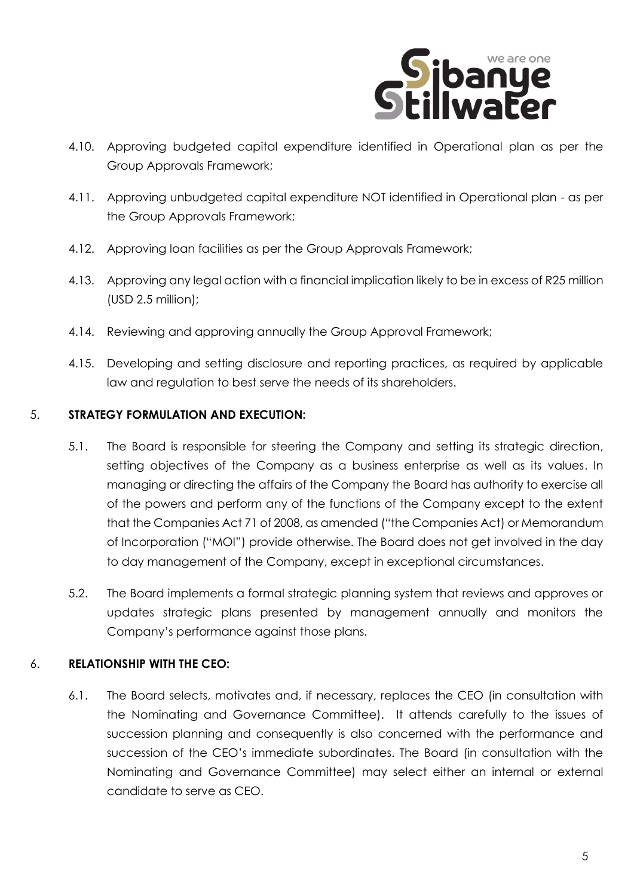4.10. Approving budgeted capital expenditure identified in Operational plan as per the Group Approvals Framework;

4.11. Approving unbudgeted capital expenditure NOT identified in Operational plan - as per the Group Approvals Framework;

4.12. Approving loan facilities as per the Group Approvals Framework;

4.13. Approving any legal action with a financial implication likely to be in excess of R25 million (USD 2.5 million);

4.14. Reviewing and approving annually the Group Approval Framework;

4.15. Developing and setting disclosure and reporting practices, as required by applicable law and regulation to best serve the needs of its shareholders.

## 5. STRATEGY FORMULATION AND EXECUTION:

5.1. The Board is responsible for steering the Company and setting its strategic direction, setting objectives of the Company as a business enterprise as well as its values. In managing or directing the affairs of the Company the Board has authority to exercise all of the powers and perform any of the functions of the Company except to the extent that the Companies Act 71 of 2008, as amended ("the Companies Act) or Memorandum of Incorporation ("MOI") provide otherwise. The Board does not get involved in the day to day management of the Company, except in exceptional circumstances.

5.2. The Board implements a formal strategic planning system that reviews and approves or updates strategic plans presented by management annually and monitors the Company's performance against those plans.

## 6. RELATIONSHIP WITH THE CEO:

6.1. The Board selects, motivates and, if necessary, replaces the CEO (in consultation with the Nominating and Governance Committee). It attends carefully to the issues of succession planning and consequently is also concerned with the performance and succession of the CEO's immediate subordinates. The Board (in consultation with the Nominating and Governance Committee) may select either an internal or external candidate to serve as CEO.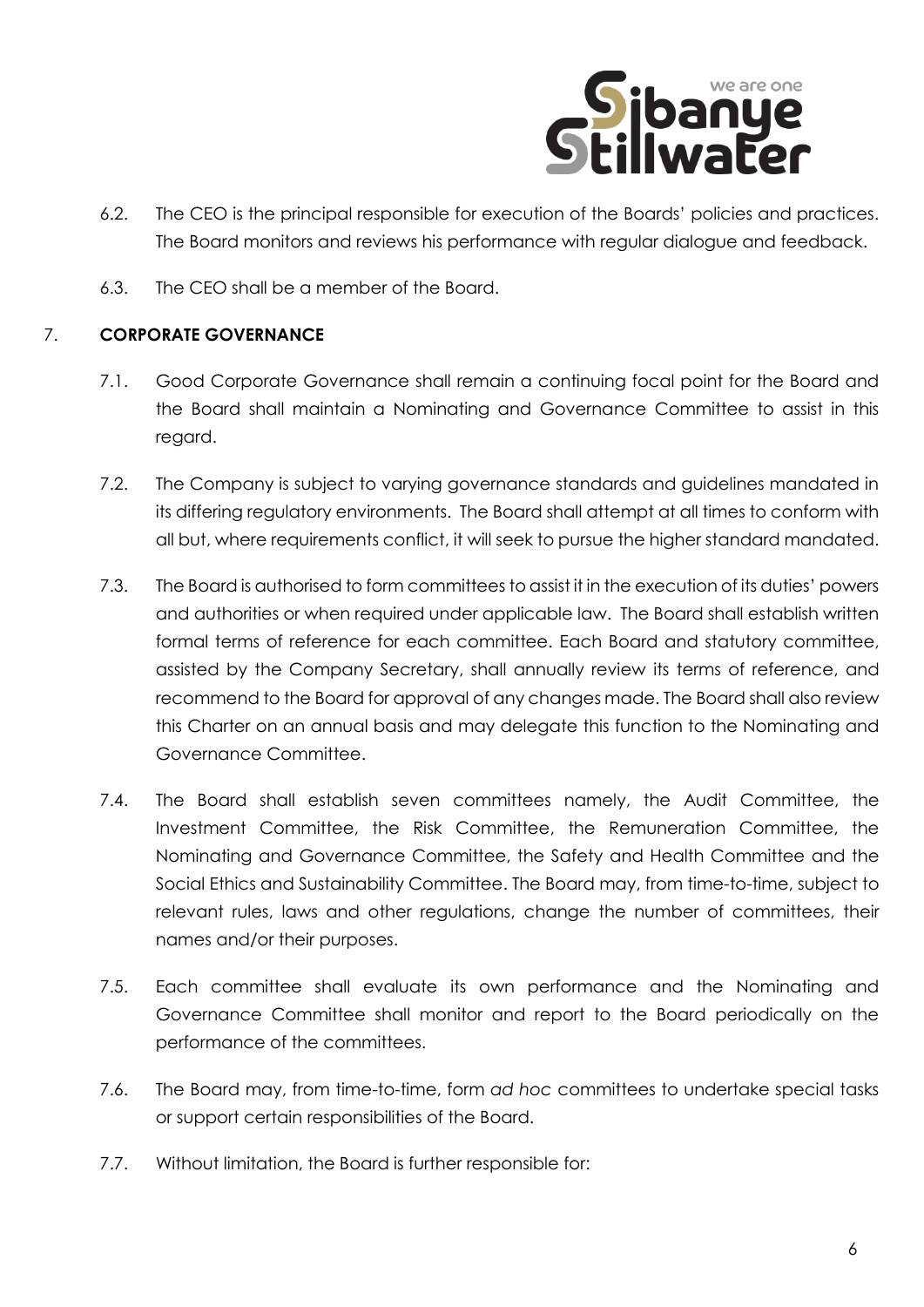6.2. The CEO is the principal responsible for execution of the Boards' policies and practices. The Board monitors and reviews his performance with regular dialogue and feedback.

6.3. The CEO shall be a member of the Board.

## 7. CORPORATE GOVERNANCE

7.1. Good Corporate Governance shall remain a continuing focal point for the Board and the Board shall maintain a Nominating and Governance Committee to assist in this regard.

7.2. The Company is subject to varying governance standards and guidelines mandated in its differing regulatory environments. The Board shall attempt at all times to conform with all but, where requirements conflict, it will seek to pursue the higher standard mandated.

7.3. The Board is authorised to form committees to assist it in the execution of its duties' powers and authorities or when required under applicable law. The Board shall establish written formal terms of reference for each committee. Each Board and statutory committee, assisted by the Company Secretary, shall annually review its terms of reference, and recommend to the Board for approval of any changes made. The Board shall also review this Charter on an annual basis and may delegate this function to the Nominating and Governance Committee.

7.4. The Board shall establish seven committees namely, the Audit Committee, the Investment Committee, the Risk Committee, the Remuneration Committee, the Nominating and Governance Committee, the Safety and Health Committee and the Social Ethics and Sustainability Committee. The Board may, from time-to-time, subject to relevant rules, laws and other regulations, change the number of committees, their names and/or their purposes.

7.5. Each committee shall evaluate its own performance and the Nominating and Governance Committee shall monitor and report to the Board periodically on the performance of the committees.

7.6. The Board may, from time-to-time, form *ad hoc* committees to undertake special tasks or support certain responsibilities of the Board.

7.7. Without limitation, the Board is further responsible for: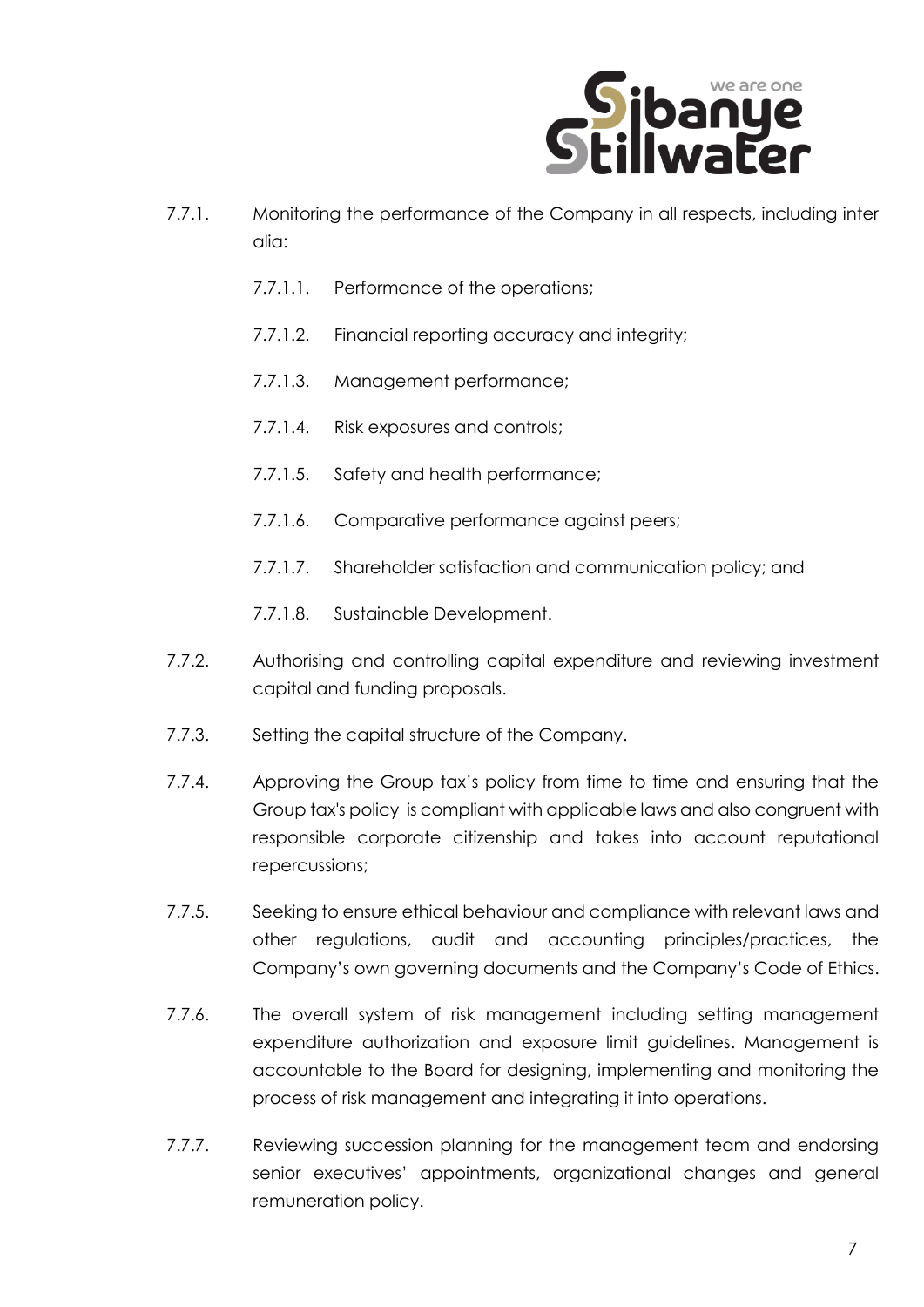7.7.1. Monitoring the performance of the Company in all respects, including inter alia:

  7.7.1.1. Performance of the operations;

  7.7.1.2. Financial reporting accuracy and integrity;

  7.7.1.3. Management performance;

  7.7.1.4. Risk exposures and controls;

  7.7.1.5. Safety and health performance;

  7.7.1.6. Comparative performance against peers;

  7.7.1.7. Shareholder satisfaction and communication policy; and

  7.7.1.8. Sustainable Development.

7.7.2. Authorising and controlling capital expenditure and reviewing investment capital and funding proposals.

7.7.3. Setting the capital structure of the Company.

7.7.4. Approving the Group tax's policy from time to time and ensuring that the Group tax's policy is compliant with applicable laws and also congruent with responsible corporate citizenship and takes into account reputational repercussions;

7.7.5. Seeking to ensure ethical behaviour and compliance with relevant laws and other regulations, audit and accounting principles/practices, the Company's own governing documents and the Company's Code of Ethics.

7.7.6. The overall system of risk management including setting management expenditure authorization and exposure limit guidelines. Management is accountable to the Board for designing, implementing and monitoring the process of risk management and integrating it into operations.

7.7.7. Reviewing succession planning for the management team and endorsing senior executives' appointments, organizational changes and general remuneration policy.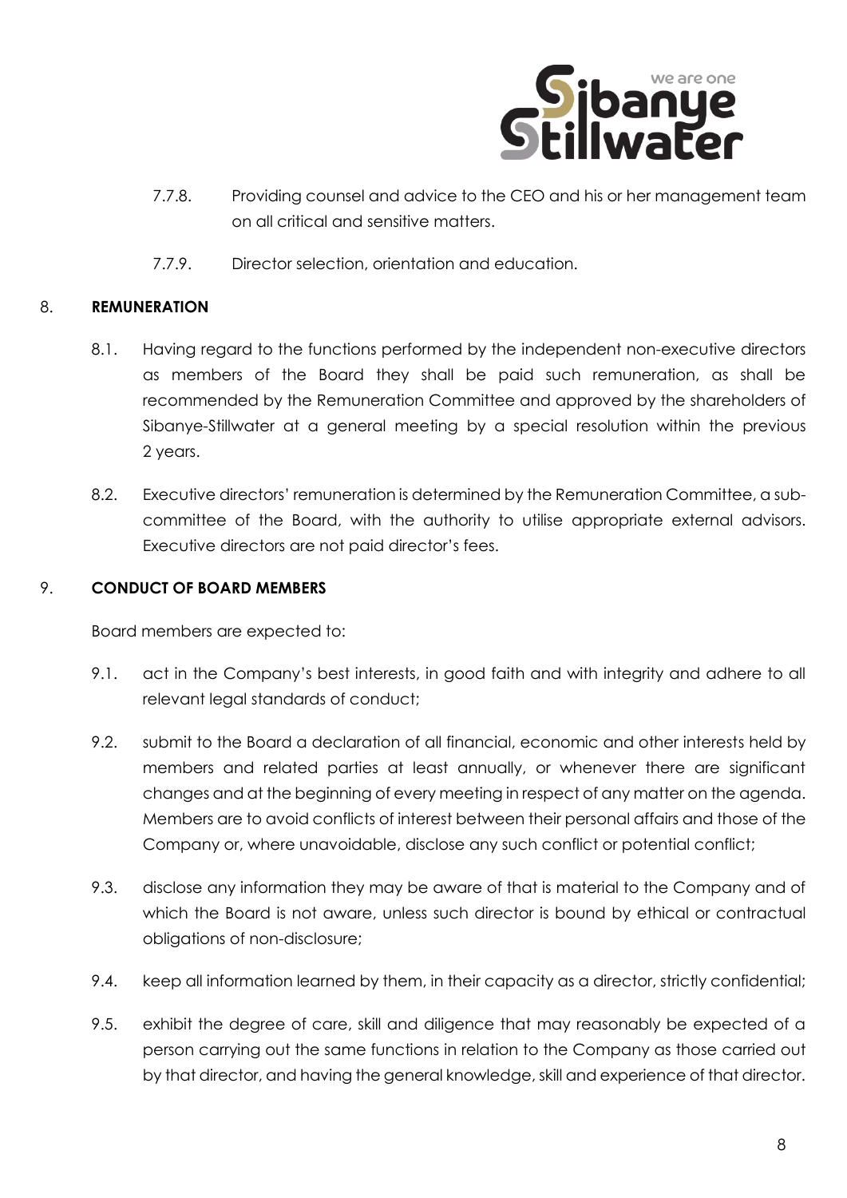7.7.8. Providing counsel and advice to the CEO and his or her management team on all critical and sensitive matters.

7.7.9. Director selection, orientation and education.

## 8. REMUNERATION

8.1. Having regard to the functions performed by the independent non-executive directors as members of the Board they shall be paid such remuneration, as shall be recommended by the Remuneration Committee and approved by the shareholders of Sibanye-Stillwater at a general meeting by a special resolution within the previous 2 years.

8.2. Executive directors' remuneration is determined by the Remuneration Committee, a sub-committee of the Board, with the authority to utilise appropriate external advisors. Executive directors are not paid director's fees.

## 9. CONDUCT OF BOARD MEMBERS

Board members are expected to:

9.1. act in the Company's best interests, in good faith and with integrity and adhere to all relevant legal standards of conduct;

9.2. submit to the Board a declaration of all financial, economic and other interests held by members and related parties at least annually, or whenever there are significant changes and at the beginning of every meeting in respect of any matter on the agenda. Members are to avoid conflicts of interest between their personal affairs and those of the Company or, where unavoidable, disclose any such conflict or potential conflict;

9.3. disclose any information they may be aware of that is material to the Company and of which the Board is not aware, unless such director is bound by ethical or contractual obligations of non-disclosure;

9.4. keep all information learned by them, in their capacity as a director, strictly confidential;

9.5. exhibit the degree of care, skill and diligence that may reasonably be expected of a person carrying out the same functions in relation to the Company as those carried out by that director, and having the general knowledge, skill and experience of that director.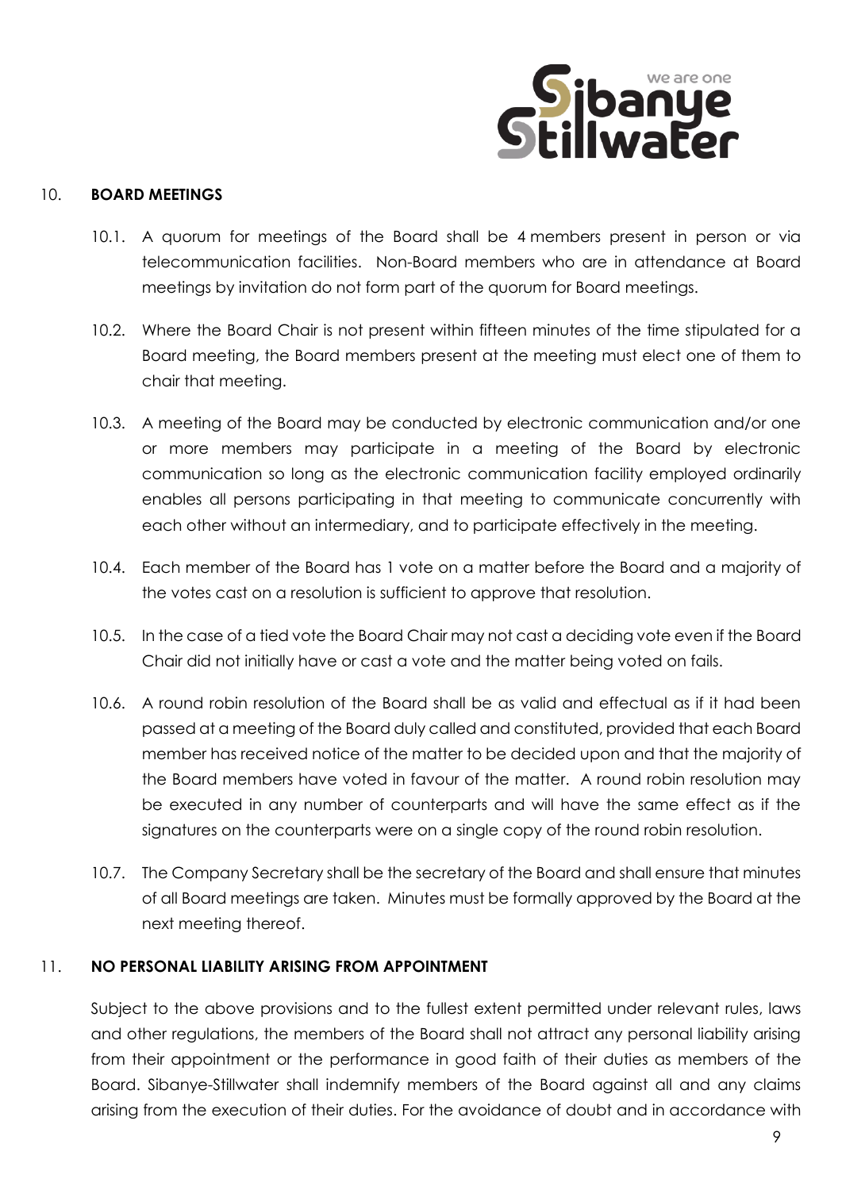## 10. BOARD MEETINGS

10.1. A quorum for meetings of the Board shall be 4 members present in person or via telecommunication facilities. Non-Board members who are in attendance at Board meetings by invitation do not form part of the quorum for Board meetings.

10.2. Where the Board Chair is not present within fifteen minutes of the time stipulated for a Board meeting, the Board members present at the meeting must elect one of them to chair that meeting.

10.3. A meeting of the Board may be conducted by electronic communication and/or one or more members may participate in a meeting of the Board by electronic communication so long as the electronic communication facility employed ordinarily enables all persons participating in that meeting to communicate concurrently with each other without an intermediary, and to participate effectively in the meeting.

10.4. Each member of the Board has 1 vote on a matter before the Board and a majority of the votes cast on a resolution is sufficient to approve that resolution.

10.5. In the case of a tied vote the Board Chair may not cast a deciding vote even if the Board Chair did not initially have or cast a vote and the matter being voted on fails.

10.6. A round robin resolution of the Board shall be as valid and effectual as if it had been passed at a meeting of the Board duly called and constituted, provided that each Board member has received notice of the matter to be decided upon and that the majority of the Board members have voted in favour of the matter. A round robin resolution may be executed in any number of counterparts and will have the same effect as if the signatures on the counterparts were on a single copy of the round robin resolution.

10.7. The Company Secretary shall be the secretary of the Board and shall ensure that minutes of all Board meetings are taken. Minutes must be formally approved by the Board at the next meeting thereof.

## 11. NO PERSONAL LIABILITY ARISING FROM APPOINTMENT

Subject to the above provisions and to the fullest extent permitted under relevant rules, laws and other regulations, the members of the Board shall not attract any personal liability arising from their appointment or the performance in good faith of their duties as members of the Board. Sibanye-Stillwater shall indemnify members of the Board against all and any claims arising from the execution of their duties. For the avoidance of doubt and in accordance with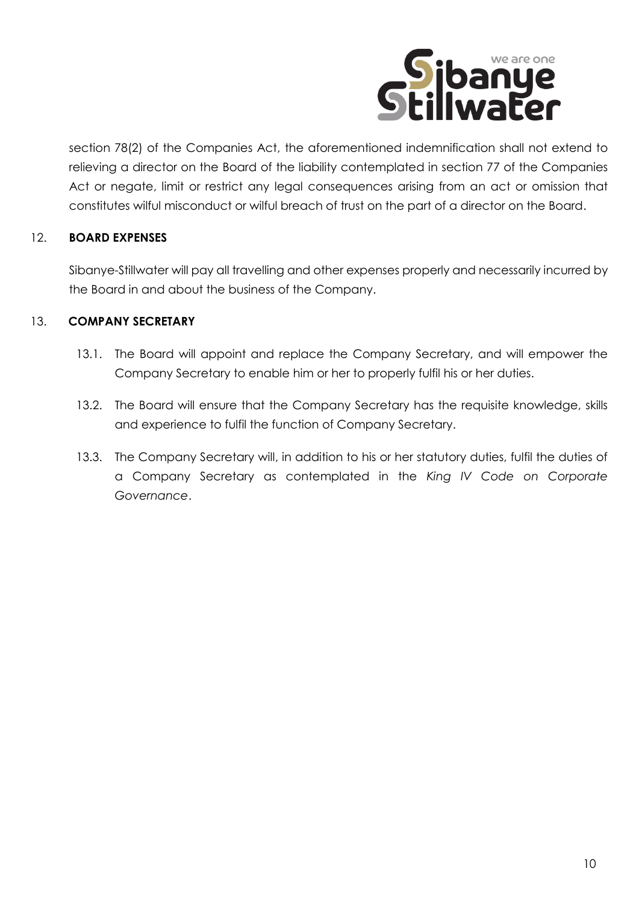section 78(2) of the Companies Act, the aforementioned indemnification shall not extend to relieving a director on the Board of the liability contemplated in section 77 of the Companies Act or negate, limit or restrict any legal consequences arising from an act or omission that constitutes wilful misconduct or wilful breach of trust on the part of a director on the Board.

## 12. BOARD EXPENSES

Sibanye-Stillwater will pay all travelling and other expenses properly and necessarily incurred by the Board in and about the business of the Company.

## 13. COMPANY SECRETARY

13.1. The Board will appoint and replace the Company Secretary, and will empower the Company Secretary to enable him or her to properly fulfil his or her duties.

13.2. The Board will ensure that the Company Secretary has the requisite knowledge, skills and experience to fulfil the function of Company Secretary.

13.3. The Company Secretary will, in addition to his or her statutory duties, fulfil the duties of a Company Secretary as contemplated in the *King IV Code on Corporate Governance*.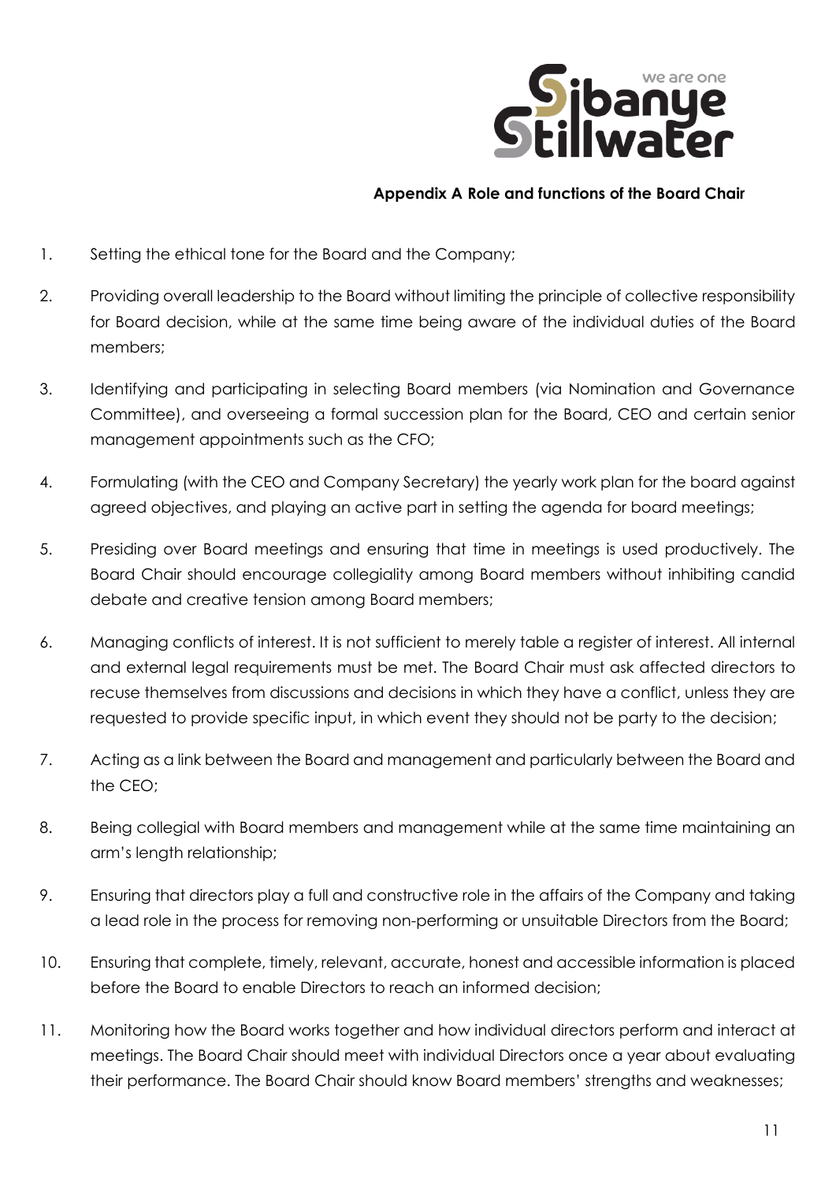## Appendix A Role and functions of the Board Chair

1. Setting the ethical tone for the Board and the Company;
2. Providing overall leadership to the Board without limiting the principle of collective responsibility for Board decision, while at the same time being aware of the individual duties of the Board members;
3. Identifying and participating in selecting Board members (via Nomination and Governance Committee), and overseeing a formal succession plan for the Board, CEO and certain senior management appointments such as the CFO;
4. Formulating (with the CEO and Company Secretary) the yearly work plan for the board against agreed objectives, and playing an active part in setting the agenda for board meetings;
5. Presiding over Board meetings and ensuring that time in meetings is used productively. The Board Chair should encourage collegiality among Board members without inhibiting candid debate and creative tension among Board members;
6. Managing conflicts of interest. It is not sufficient to merely table a register of interest. All internal and external legal requirements must be met. The Board Chair must ask affected directors to recuse themselves from discussions and decisions in which they have a conflict, unless they are requested to provide specific input, in which event they should not be party to the decision;
7. Acting as a link between the Board and management and particularly between the Board and the CEO;
8. Being collegial with Board members and management while at the same time maintaining an arm's length relationship;
9. Ensuring that directors play a full and constructive role in the affairs of the Company and taking a lead role in the process for removing non-performing or unsuitable Directors from the Board;
10. Ensuring that complete, timely, relevant, accurate, honest and accessible information is placed before the Board to enable Directors to reach an informed decision;
11. Monitoring how the Board works together and how individual directors perform and interact at meetings. The Board Chair should meet with individual Directors once a year about evaluating their performance. The Board Chair should know Board members' strengths and weaknesses;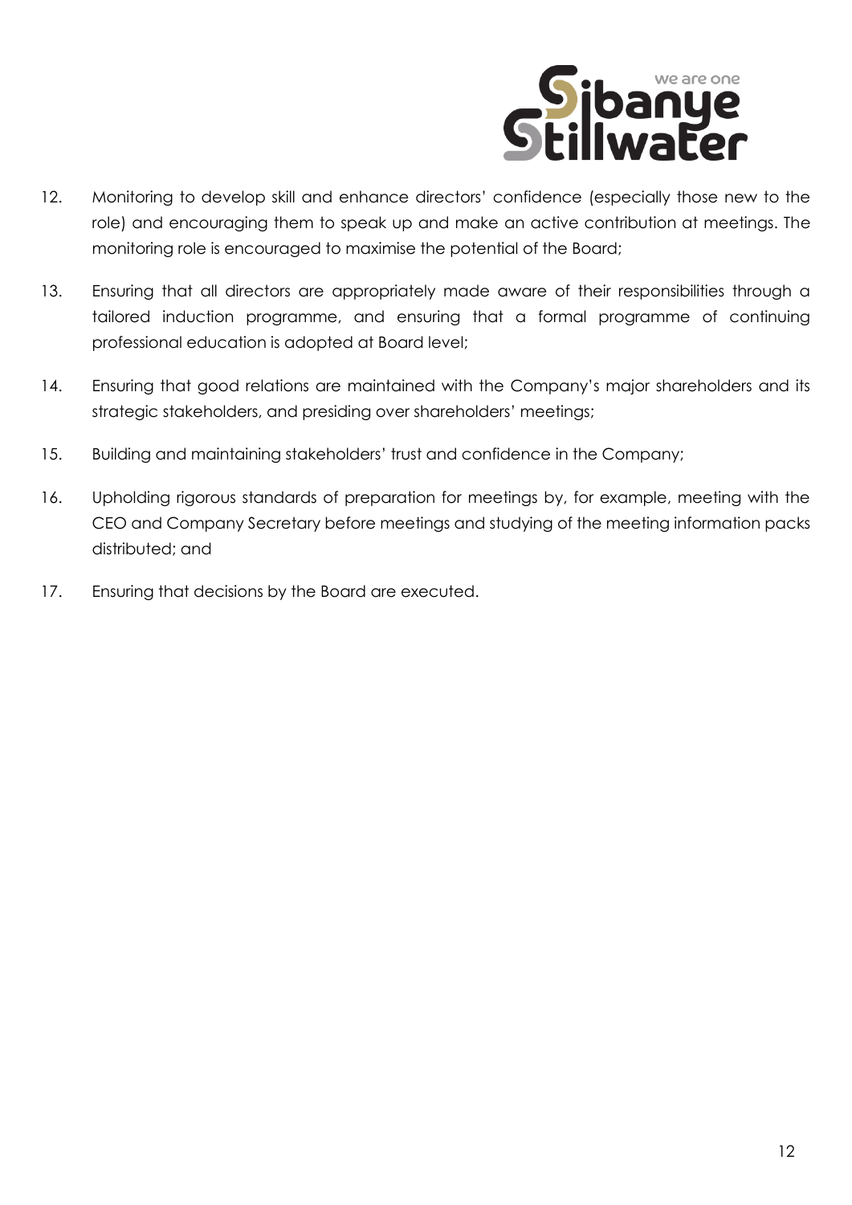12. Monitoring to develop skill and enhance directors' confidence (especially those new to the role) and encouraging them to speak up and make an active contribution at meetings. The monitoring role is encouraged to maximise the potential of the Board;

13. Ensuring that all directors are appropriately made aware of their responsibilities through a tailored induction programme, and ensuring that a formal programme of continuing professional education is adopted at Board level;

14. Ensuring that good relations are maintained with the Company's major shareholders and its strategic stakeholders, and presiding over shareholders' meetings;

15. Building and maintaining stakeholders' trust and confidence in the Company;

16. Upholding rigorous standards of preparation for meetings by, for example, meeting with the CEO and Company Secretary before meetings and studying of the meeting information packs distributed; and

17. Ensuring that decisions by the Board are executed.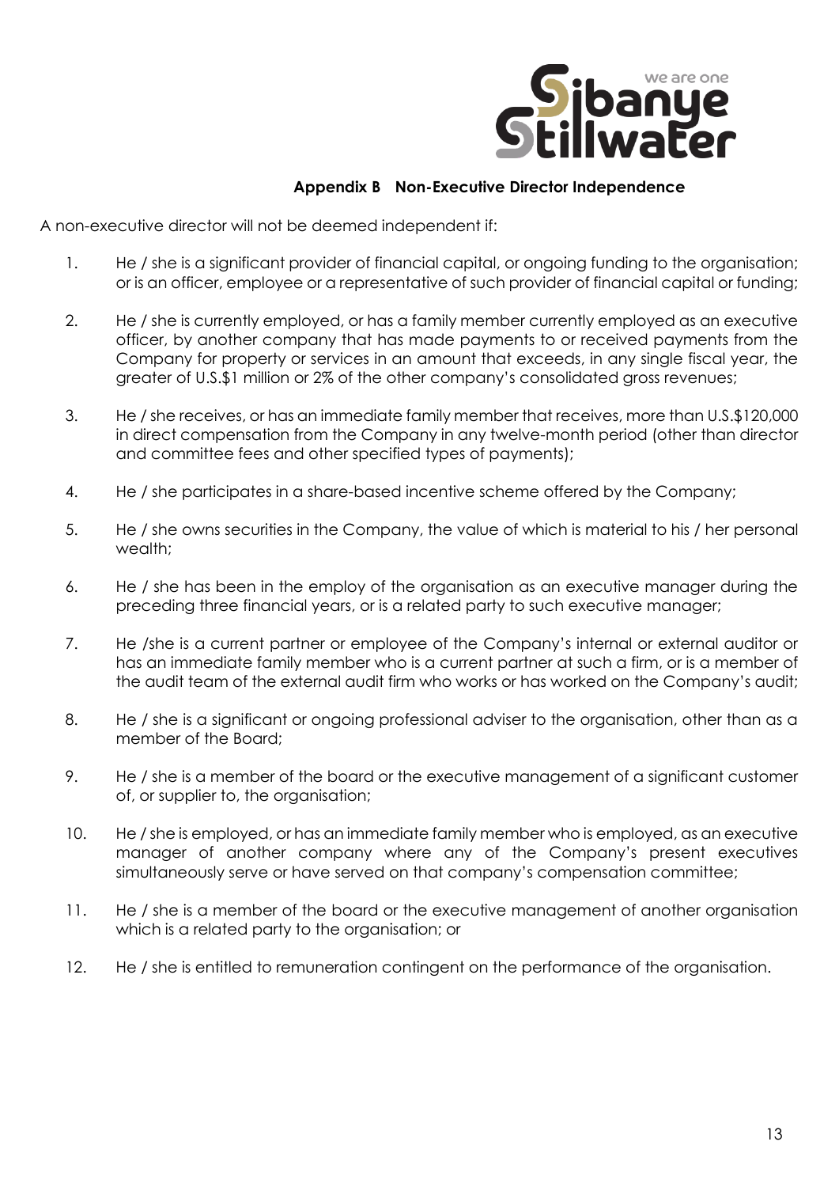## Appendix B Non-Executive Director Independence

A non-executive director will not be deemed independent if:

1. He / she is a significant provider of financial capital, or ongoing funding to the organisation; or is an officer, employee or a representative of such provider of financial capital or funding;

2. He / she is currently employed, or has a family member currently employed as an executive officer, by another company that has made payments to or received payments from the Company for property or services in an amount that exceeds, in any single fiscal year, the greater of U.S.$1 million or 2% of the other company's consolidated gross revenues;

3. He / she receives, or has an immediate family member that receives, more than U.S.$120,000 in direct compensation from the Company in any twelve-month period (other than director and committee fees and other specified types of payments);

4. He / she participates in a share-based incentive scheme offered by the Company;

5. He / she owns securities in the Company, the value of which is material to his / her personal wealth;

6. He / she has been in the employ of the organisation as an executive manager during the preceding three financial years, or is a related party to such executive manager;

7. He /she is a current partner or employee of the Company's internal or external auditor or has an immediate family member who is a current partner at such a firm, or is a member of the audit team of the external audit firm who works or has worked on the Company's audit;

8. He / she is a significant or ongoing professional adviser to the organisation, other than as a member of the Board;

9. He / she is a member of the board or the executive management of a significant customer of, or supplier to, the organisation;

10. He / she is employed, or has an immediate family member who is employed, as an executive manager of another company where any of the Company's present executives simultaneously serve or have served on that company's compensation committee;

11. He / she is a member of the board or the executive management of another organisation which is a related party to the organisation; or

12. He / she is entitled to remuneration contingent on the performance of the organisation.